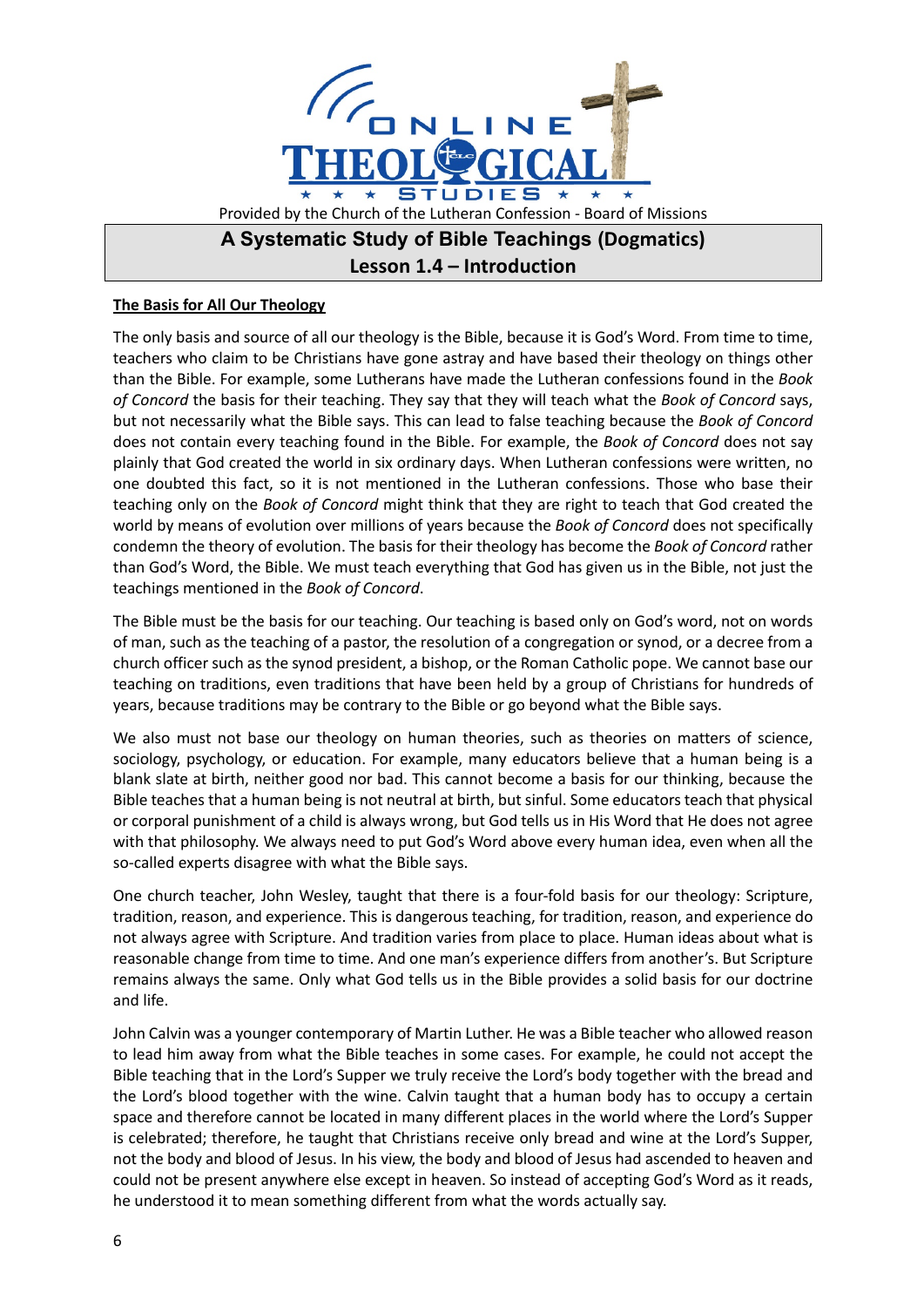Provided by the Church of the Lutheran Confession - Board of Missions

# A Systematic Study of Bible Teachings (Dogmatics)

## Lesson 1.4 – Introduction

### The Basis for All Our Theology

The only basis and source of all our theology is the Bible, because it is God's Word. From time to time, teachers who claim to be Christians have gone astray and have based their theology on things other than the Bible. For example, some Lutherans have made the Lutheran confessions found in the *Book of Concord* the basis for their teaching. They say that they will teach what the *Book of Concord* says, but not necessarily what the Bible says. This can lead to false teaching because the *Book of Concord* does not contain every teaching found in the Bible. For example, the *Book of Concord* does not say plainly that God created the world in six ordinary days. When Lutheran confessions were written, no one doubted this fact, so it is not mentioned in the Lutheran confessions. Those who base their teaching only on the *Book of Concord* might think that they are right to teach that God created the world by means of evolution over millions of years because the *Book of Concord* does not specifically condemn the theory of evolution. The basis for their theology has become the *Book of Concord* rather than God's Word, the Bible. We must teach everything that God has given us in the Bible, not just the teachings mentioned in the *Book of Concord*.

The Bible must be the basis for our teaching. Our teaching is based only on God's word, not on words of man, such as the teaching of a pastor, the resolution of a congregation or synod, or a decree from a church officer such as the synod president, a bishop, or the Roman Catholic pope. We cannot base our teaching on traditions, even traditions that have been held by a group of Christians for hundreds of years, because traditions may be contrary to the Bible or go beyond what the Bible says.

We also must not base our theology on human theories, such as theories on matters of science, sociology, psychology, or education. For example, many educators believe that a human being is a blank slate at birth, neither good nor bad. This cannot become a basis for our thinking, because the Bible teaches that a human being is not neutral at birth, but sinful. Some educators teach that physical or corporal punishment of a child is always wrong, but God tells us in His Word that He does not agree with that philosophy. We always need to put God's Word above every human idea, even when all the so-called experts disagree with what the Bible says.

One church teacher, John Wesley, taught that there is a four-fold basis for our theology: Scripture, tradition, reason, and experience. This is dangerous teaching, for tradition, reason, and experience do not always agree with Scripture. And tradition varies from place to place. Human ideas about what is reasonable change from time to time. And one man's experience differs from another's. But Scripture remains always the same. Only what God tells us in the Bible provides a solid basis for our doctrine and life.

John Calvin was a younger contemporary of Martin Luther. He was a Bible teacher who allowed reason to lead him away from what the Bible teaches in some cases. For example, he could not accept the Bible teaching that in the Lord's Supper we truly receive the Lord's body together with the bread and the Lord's blood together with the wine. Calvin taught that a human body has to occupy a certain space and therefore cannot be located in many different places in the world where the Lord's Supper is celebrated; therefore, he taught that Christians receive only bread and wine at the Lord's Supper, not the body and blood of Jesus. In his view, the body and blood of Jesus had ascended to heaven and could not be present anywhere else except in heaven. So instead of accepting God's Word as it reads, he understood it to mean something different from what the words actually say.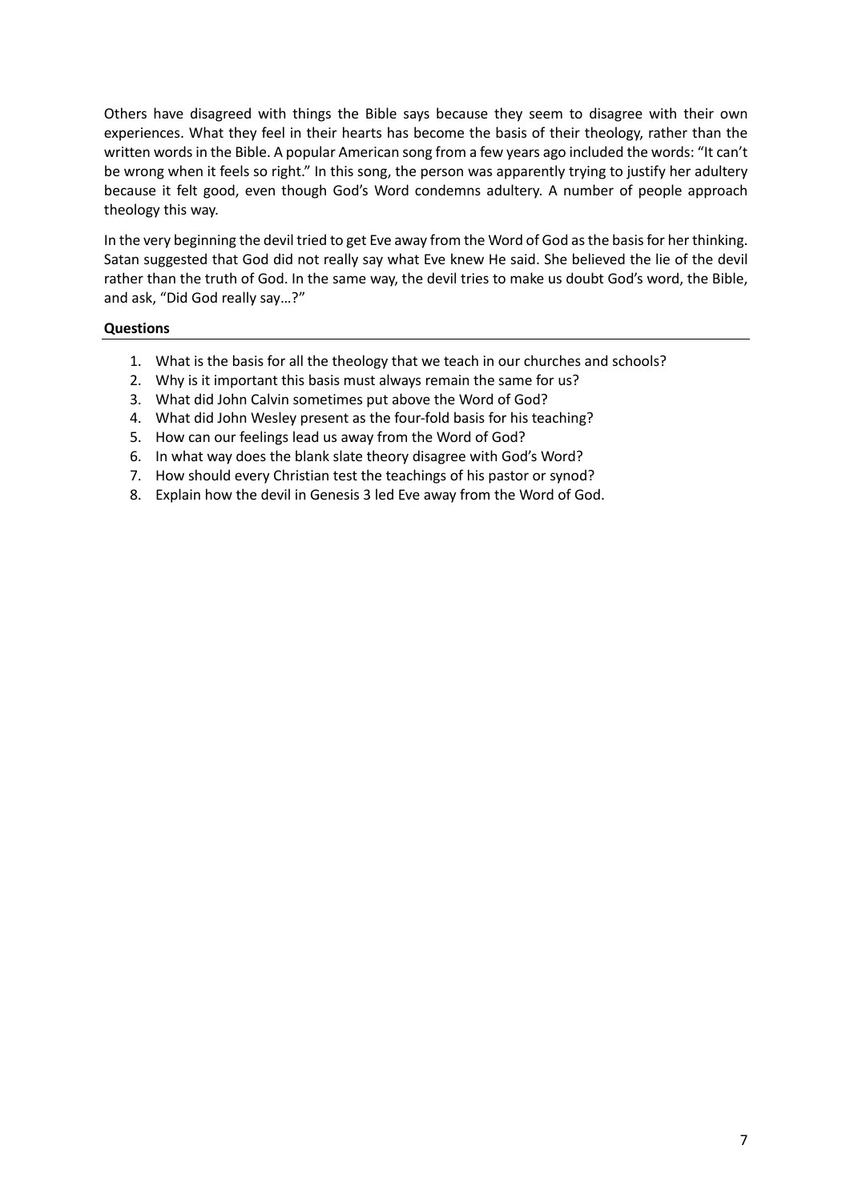Others have disagreed with things the Bible says because they seem to disagree with their own experiences. What they feel in their hearts has become the basis of their theology, rather than the written words in the Bible. A popular American song from a few years ago included the words: "It can't be wrong when it feels so right." In this song, the person was apparently trying to justify her adultery because it felt good, even though God's Word condemns adultery. A number of people approach theology this way.

In the very beginning the devil tried to get Eve away from the Word of God as the basis for her thinking. Satan suggested that God did not really say what Eve knew He said. She believed the lie of the devil rather than the truth of God. In the same way, the devil tries to make us doubt God's word, the Bible, and ask, "Did God really say…?"

**Questions**

1. What is the basis for all the theology that we teach in our churches and schools?
2. Why is it important this basis must always remain the same for us?
3. What did John Calvin sometimes put above the Word of God?
4. What did John Wesley present as the four-fold basis for his teaching?
5. How can our feelings lead us away from the Word of God?
6. In what way does the blank slate theory disagree with God's Word?
7. How should every Christian test the teachings of his pastor or synod?
8. Explain how the devil in Genesis 3 led Eve away from the Word of God.